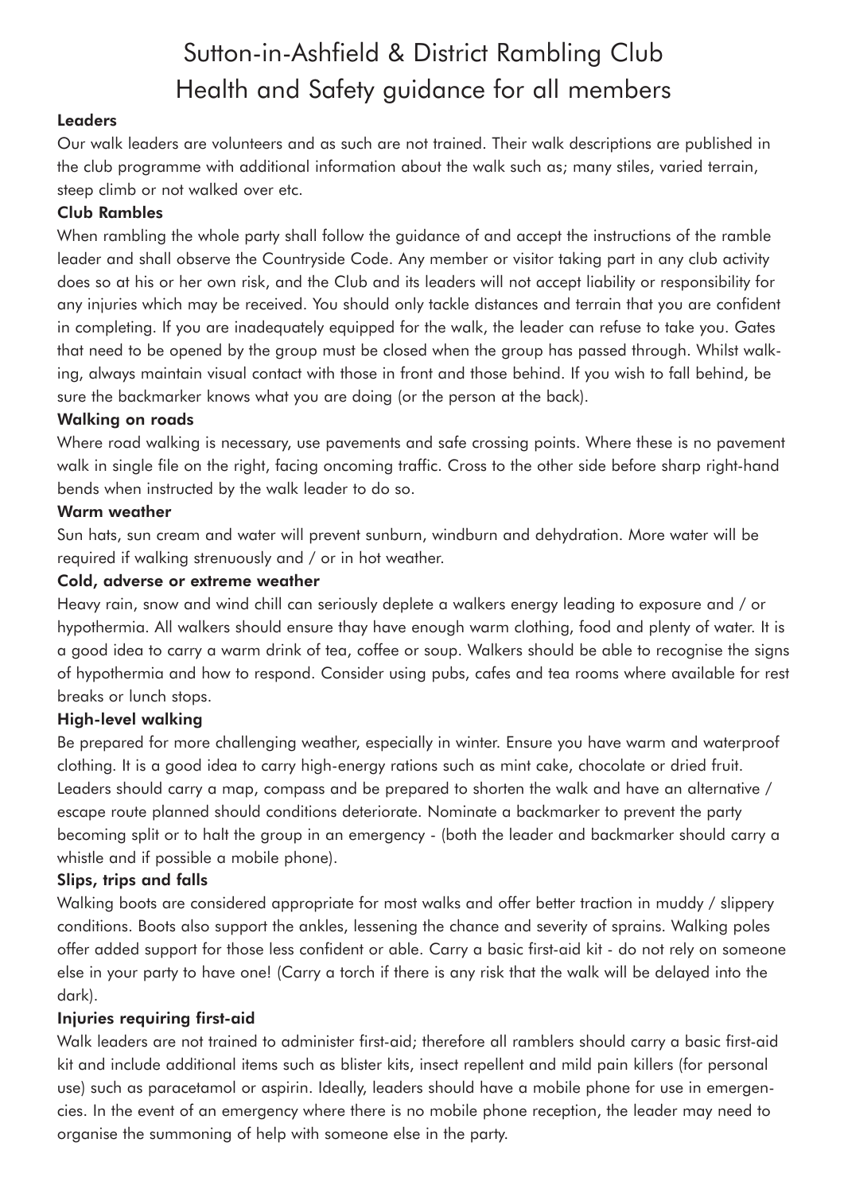# Sutton-in-Ashfield & District Rambling Club
# Health and Safety guidance for all members

**Leaders**

Our walk leaders are volunteers and as such are not trained. Their walk descriptions are published in the club programme with additional information about the walk such as; many stiles, varied terrain, steep climb or not walked over etc.

**Club Rambles**

When rambling the whole party shall follow the guidance of and accept the instructions of the ramble leader and shall observe the Countryside Code. Any member or visitor taking part in any club activity does so at his or her own risk, and the Club and its leaders will not accept liability or responsibility for any injuries which may be received. You should only tackle distances and terrain that you are confident in completing. If you are inadequately equipped for the walk, the leader can refuse to take you. Gates that need to be opened by the group must be closed when the group has passed through. Whilst walking, always maintain visual contact with those in front and those behind. If you wish to fall behind, be sure the backmarker knows what you are doing (or the person at the back).

**Walking on roads**

Where road walking is necessary, use pavements and safe crossing points. Where these is no pavement walk in single file on the right, facing oncoming traffic. Cross to the other side before sharp right-hand bends when instructed by the walk leader to do so.

**Warm weather**

Sun hats, sun cream and water will prevent sunburn, windburn and dehydration. More water will be required if walking strenuously and / or in hot weather.

**Cold, adverse or extreme weather**

Heavy rain, snow and wind chill can seriously deplete a walkers energy leading to exposure and / or hypothermia. All walkers should ensure thay have enough warm clothing, food and plenty of water. It is a good idea to carry a warm drink of tea, coffee or soup. Walkers should be able to recognise the signs of hypothermia and how to respond. Consider using pubs, cafes and tea rooms where available for rest breaks or lunch stops.

**High-level walking**

Be prepared for more challenging weather, especially in winter. Ensure you have warm and waterproof clothing. It is a good idea to carry high-energy rations such as mint cake, chocolate or dried fruit. Leaders should carry a map, compass and be prepared to shorten the walk and have an alternative / escape route planned should conditions deteriorate. Nominate a backmarker to prevent the party becoming split or to halt the group in an emergency - (both the leader and backmarker should carry a whistle and if possible a mobile phone).

**Slips, trips and falls**

Walking boots are considered appropriate for most walks and offer better traction in muddy / slippery conditions. Boots also support the ankles, lessening the chance and severity of sprains. Walking poles offer added support for those less confident or able. Carry a basic first-aid kit - do not rely on someone else in your party to have one! (Carry a torch if there is any risk that the walk will be delayed into the dark).

**Injuries requiring first-aid**

Walk leaders are not trained to administer first-aid; therefore all ramblers should carry a basic first-aid kit and include additional items such as blister kits, insect repellent and mild pain killers (for personal use) such as paracetamol or aspirin. Ideally, leaders should have a mobile phone for use in emergencies. In the event of an emergency where there is no mobile phone reception, the leader may need to organise the summoning of help with someone else in the party.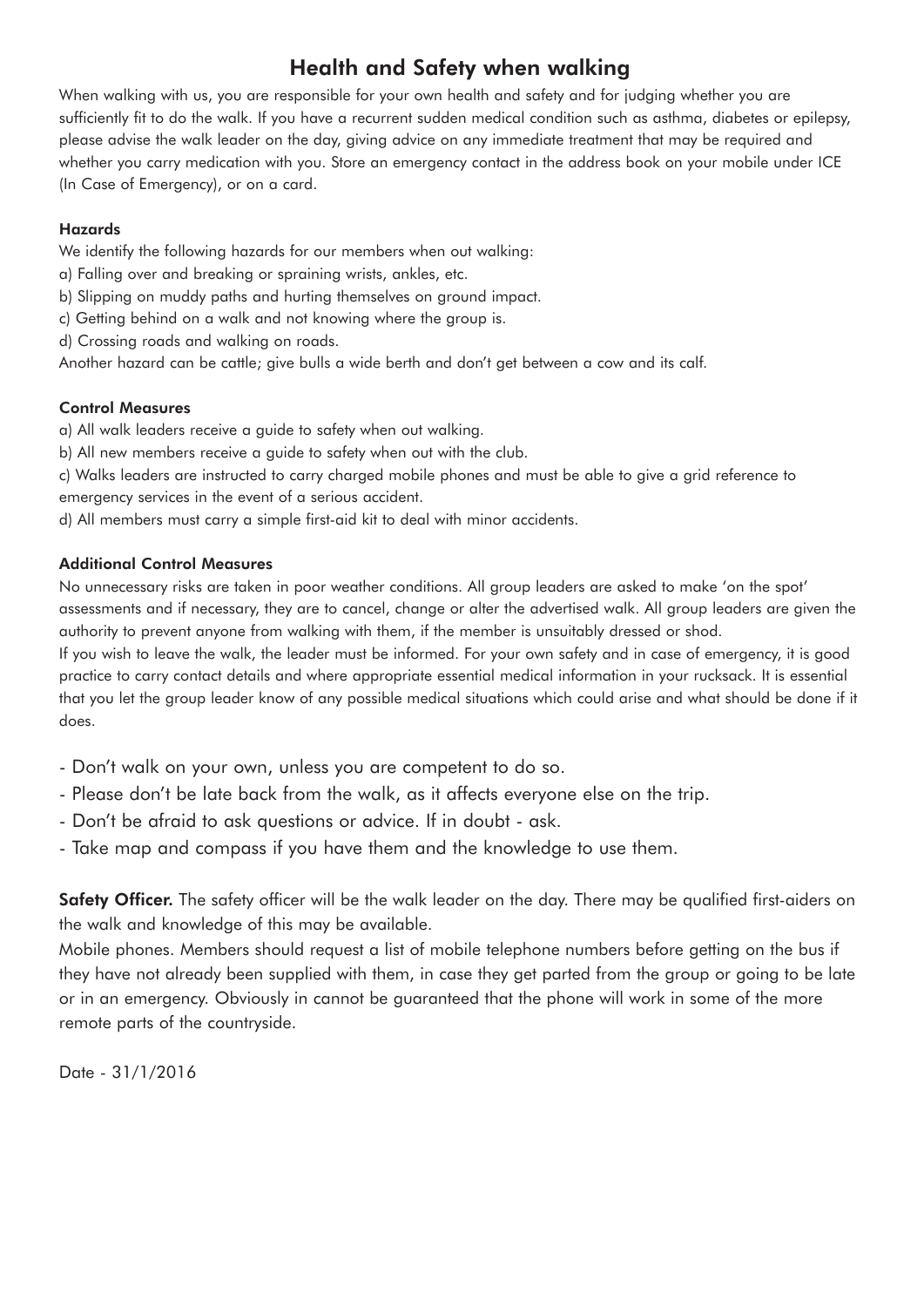# Health and Safety when walking

When walking with us, you are responsible for your own health and safety and for judging whether you are sufficiently fit to do the walk. If you have a recurrent sudden medical condition such as asthma, diabetes or epilepsy, please advise the walk leader on the day, giving advice on any immediate treatment that may be required and whether you carry medication with you. Store an emergency contact in the address book on your mobile under ICE (In Case of Emergency), or on a card.

### Hazards

We identify the following hazards for our members when out walking:

a) Falling over and breaking or spraining wrists, ankles, etc.

b) Slipping on muddy paths and hurting themselves on ground impact.

c) Getting behind on a walk and not knowing where the group is.

d) Crossing roads and walking on roads.

Another hazard can be cattle; give bulls a wide berth and don't get between a cow and its calf.

### Control Measures

a) All walk leaders receive a guide to safety when out walking.

b) All new members receive a guide to safety when out with the club.

c) Walks leaders are instructed to carry charged mobile phones and must be able to give a grid reference to emergency services in the event of a serious accident.

d) All members must carry a simple first-aid kit to deal with minor accidents.

### Additional Control Measures

No unnecessary risks are taken in poor weather conditions. All group leaders are asked to make 'on the spot' assessments and if necessary, they are to cancel, change or alter the advertised walk. All group leaders are given the authority to prevent anyone from walking with them, if the member is unsuitably dressed or shod.

If you wish to leave the walk, the leader must be informed. For your own safety and in case of emergency, it is good practice to carry contact details and where appropriate essential medical information in your rucksack. It is essential that you let the group leader know of any possible medical situations which could arise and what should be done if it does.

- Don't walk on your own, unless you are competent to do so.
- Please don't be late back from the walk, as it affects everyone else on the trip.
- Don't be afraid to ask questions or advice. If in doubt - ask.
- Take map and compass if you have them and the knowledge to use them.

**Safety Officer.** The safety officer will be the walk leader on the day. There may be qualified first-aiders on the walk and knowledge of this may be available.

Mobile phones. Members should request a list of mobile telephone numbers before getting on the bus if they have not already been supplied with them, in case they get parted from the group or going to be late or in an emergency. Obviously in cannot be guaranteed that the phone will work in some of the more remote parts of the countryside.

Date - 31/1/2016